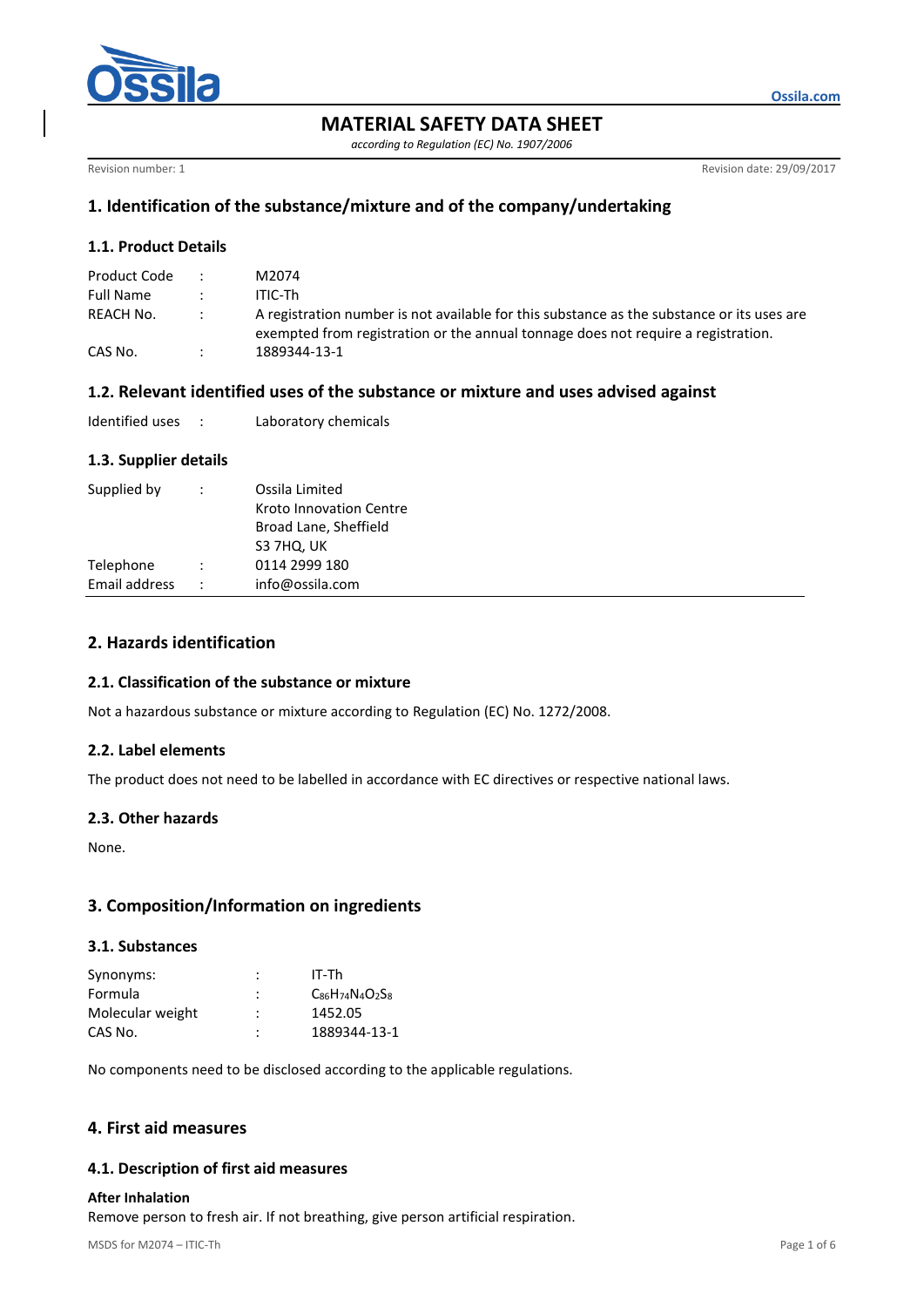# MATERIAL SAFETY DATA SHEET

*according to Regulation (EC) No. 1907/2006*

Revision number: 1

Revision date: 29/09/2017

## 1. Identification of the substance/mixture and of the company/undertaking

### 1.1. Product Details

| | | |
|---|---|---|
| Product Code | : | M2074 |
| Full Name | : | ITIC-Th |
| REACH No. | : | A registration number is not available for this substance as the substance or its uses are exempted from registration or the annual tonnage does not require a registration. |
| CAS No. | : | 1889344-13-1 |

### 1.2. Relevant identified uses of the substance or mixture and uses advised against

| | | |
|---|---|---|
| Identified uses | : | Laboratory chemicals |

### 1.3. Supplier details

| | | |
|---|---|---|
| Supplied by | : | Ossila Limited<br>Kroto Innovation Centre<br>Broad Lane, Sheffield<br>S3 7HQ, UK |
| Telephone | : | 0114 2999 180 |
| Email address | : | info@ossila.com |

## 2. Hazards identification

### 2.1. Classification of the substance or mixture

Not a hazardous substance or mixture according to Regulation (EC) No. 1272/2008.

### 2.2. Label elements

The product does not need to be labelled in accordance with EC directives or respective national laws.

### 2.3. Other hazards

None.

## 3. Composition/Information on ingredients

### 3.1. Substances

| | | |
|---|---|---|
| Synonyms: | : | IT-Th |
| Formula | : | $C_{86}H_{74}N_4O_2S_8$ |
| Molecular weight | : | 1452.05 |
| CAS No. | : | 1889344-13-1 |

No components need to be disclosed according to the applicable regulations.

## 4. First aid measures

### 4.1. Description of first aid measures

**After Inhalation**

Remove person to fresh air. If not breathing, give person artificial respiration.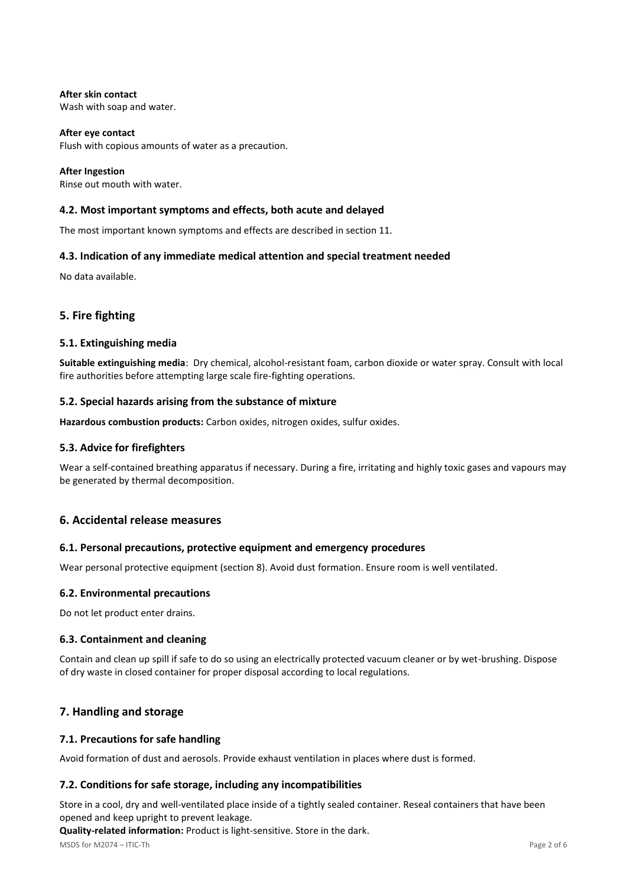**After skin contact**
Wash with soap and water.

**After eye contact**
Flush with copious amounts of water as a precaution.

**After Ingestion**
Rinse out mouth with water.

### 4.2. Most important symptoms and effects, both acute and delayed

The most important known symptoms and effects are described in section 11.

### 4.3. Indication of any immediate medical attention and special treatment needed

No data available.

## 5. Fire fighting

### 5.1. Extinguishing media

**Suitable extinguishing media**: Dry chemical, alcohol-resistant foam, carbon dioxide or water spray. Consult with local fire authorities before attempting large scale fire-fighting operations.

### 5.2. Special hazards arising from the substance of mixture

**Hazardous combustion products:** Carbon oxides, nitrogen oxides, sulfur oxides.

### 5.3. Advice for firefighters

Wear a self-contained breathing apparatus if necessary. During a fire, irritating and highly toxic gases and vapours may be generated by thermal decomposition.

## 6. Accidental release measures

### 6.1. Personal precautions, protective equipment and emergency procedures

Wear personal protective equipment (section 8). Avoid dust formation. Ensure room is well ventilated.

### 6.2. Environmental precautions

Do not let product enter drains.

### 6.3. Containment and cleaning

Contain and clean up spill if safe to do so using an electrically protected vacuum cleaner or by wet-brushing. Dispose of dry waste in closed container for proper disposal according to local regulations.

## 7. Handling and storage

### 7.1. Precautions for safe handling

Avoid formation of dust and aerosols. Provide exhaust ventilation in places where dust is formed.

### 7.2. Conditions for safe storage, including any incompatibilities

Store in a cool, dry and well-ventilated place inside of a tightly sealed container. Reseal containers that have been opened and keep upright to prevent leakage.
**Quality-related information:** Product is light-sensitive. Store in the dark.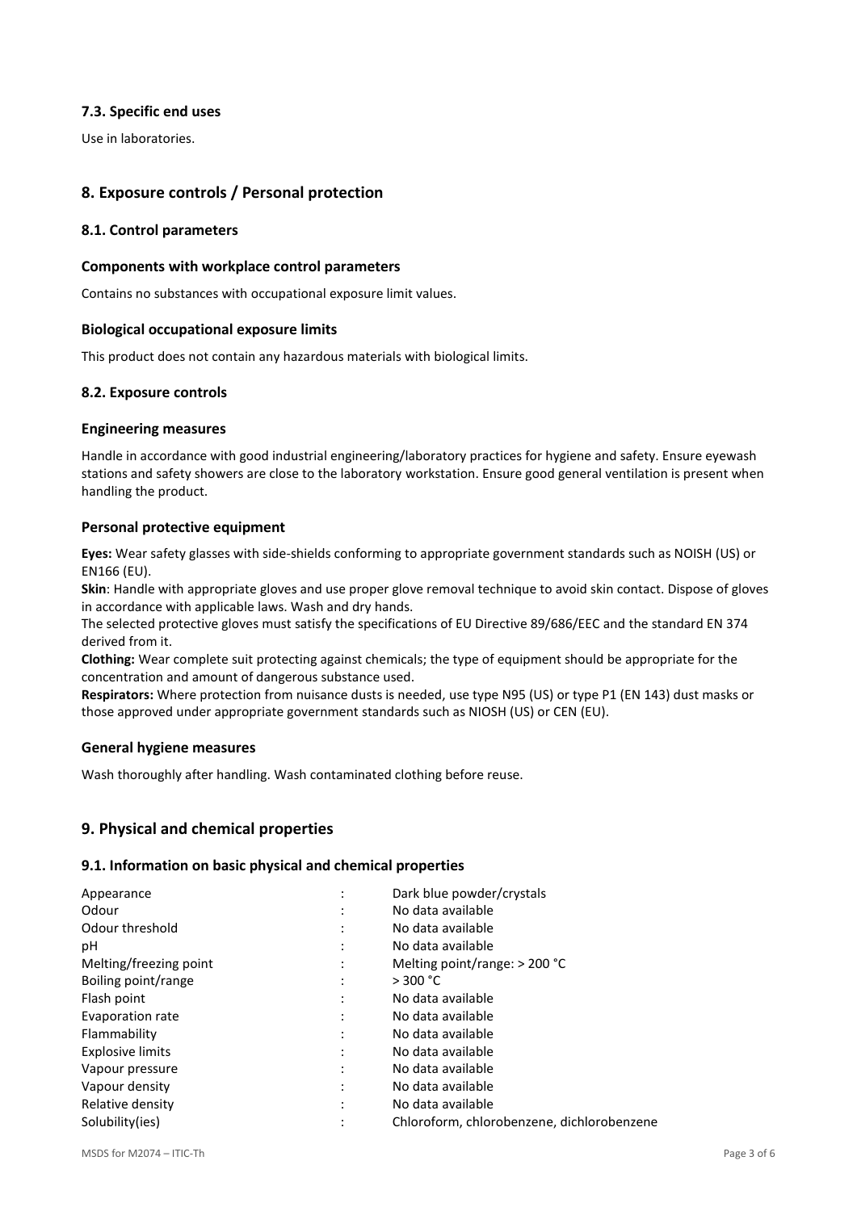### 7.3. Specific end uses

Use in laboratories.

## 8. Exposure controls / Personal protection

### 8.1. Control parameters

#### Components with workplace control parameters

Contains no substances with occupational exposure limit values.

#### Biological occupational exposure limits

This product does not contain any hazardous materials with biological limits.

### 8.2. Exposure controls

#### Engineering measures

Handle in accordance with good industrial engineering/laboratory practices for hygiene and safety. Ensure eyewash stations and safety showers are close to the laboratory workstation. Ensure good general ventilation is present when handling the product.

#### Personal protective equipment

**Eyes:** Wear safety glasses with side-shields conforming to appropriate government standards such as NOISH (US) or EN166 (EU).

**Skin**: Handle with appropriate gloves and use proper glove removal technique to avoid skin contact. Dispose of gloves in accordance with applicable laws. Wash and dry hands.

The selected protective gloves must satisfy the specifications of EU Directive 89/686/EEC and the standard EN 374 derived from it.

**Clothing:** Wear complete suit protecting against chemicals; the type of equipment should be appropriate for the concentration and amount of dangerous substance used.

**Respirators:** Where protection from nuisance dusts is needed, use type N95 (US) or type P1 (EN 143) dust masks or those approved under appropriate government standards such as NIOSH (US) or CEN (EU).

#### General hygiene measures

Wash thoroughly after handling. Wash contaminated clothing before reuse.

## 9. Physical and chemical properties

### 9.1. Information on basic physical and chemical properties

| Property | | Value |
|---|---|---|
| Appearance | : | Dark blue powder/crystals |
| Odour | : | No data available |
| Odour threshold | : | No data available |
| pH | : | No data available |
| Melting/freezing point | : | Melting point/range: > 200 °C |
| Boiling point/range | : | > 300 °C |
| Flash point | : | No data available |
| Evaporation rate | : | No data available |
| Flammability | : | No data available |
| Explosive limits | : | No data available |
| Vapour pressure | : | No data available |
| Vapour density | : | No data available |
| Relative density | : | No data available |
| Solubility(ies) | : | Chloroform, chlorobenzene, dichlorobenzene |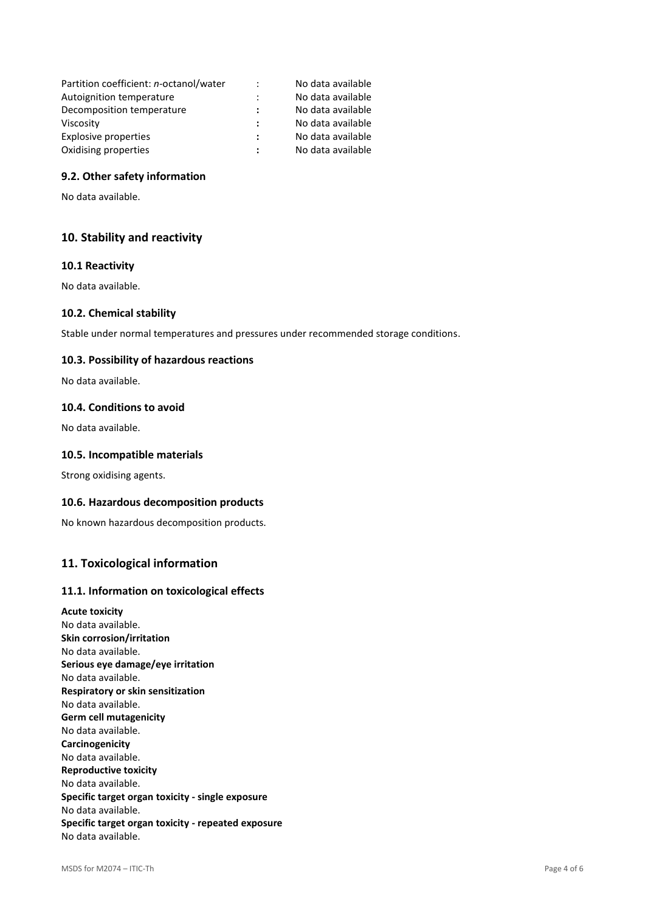| | | |
|---|---|---|
| Partition coefficient: *n*-octanol/water | : | No data available |
| Autoignition temperature | : | No data available |
| Decomposition temperature | : | No data available |
| Viscosity | : | No data available |
| Explosive properties | : | No data available |
| Oxidising properties | : | No data available |

### 9.2. Other safety information

No data available.

## 10. Stability and reactivity

### 10.1 Reactivity

No data available.

### 10.2. Chemical stability

Stable under normal temperatures and pressures under recommended storage conditions.

### 10.3. Possibility of hazardous reactions

No data available.

### 10.4. Conditions to avoid

No data available.

### 10.5. Incompatible materials

Strong oxidising agents.

### 10.6. Hazardous decomposition products

No known hazardous decomposition products.

## 11. Toxicological information

### 11.1. Information on toxicological effects

**Acute toxicity**
No data available.
**Skin corrosion/irritation**
No data available.
**Serious eye damage/eye irritation**
No data available.
**Respiratory or skin sensitization**
No data available.
**Germ cell mutagenicity**
No data available.
**Carcinogenicity**
No data available.
**Reproductive toxicity**
No data available.
**Specific target organ toxicity - single exposure**
No data available.
**Specific target organ toxicity - repeated exposure**
No data available.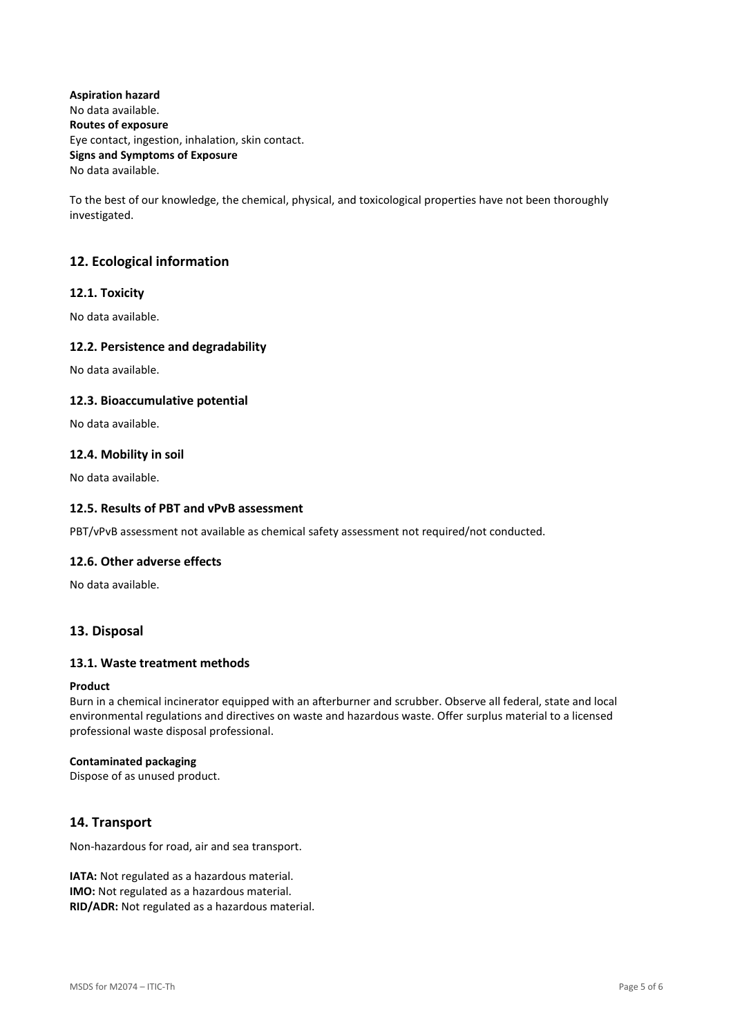**Aspiration hazard**
No data available.
**Routes of exposure**
Eye contact, ingestion, inhalation, skin contact.
**Signs and Symptoms of Exposure**
No data available.

To the best of our knowledge, the chemical, physical, and toxicological properties have not been thoroughly investigated.

## 12. Ecological information

### 12.1. Toxicity

No data available.

### 12.2. Persistence and degradability

No data available.

### 12.3. Bioaccumulative potential

No data available.

### 12.4. Mobility in soil

No data available.

### 12.5. Results of PBT and vPvB assessment

PBT/vPvB assessment not available as chemical safety assessment not required/not conducted.

### 12.6. Other adverse effects

No data available.

## 13. Disposal

### 13.1. Waste treatment methods

**Product**
Burn in a chemical incinerator equipped with an afterburner and scrubber. Observe all federal, state and local environmental regulations and directives on waste and hazardous waste. Offer surplus material to a licensed professional waste disposal professional.

**Contaminated packaging**
Dispose of as unused product.

## 14. Transport

Non-hazardous for road, air and sea transport.

**IATA:** Not regulated as a hazardous material.
**IMO:** Not regulated as a hazardous material.
**RID/ADR:** Not regulated as a hazardous material.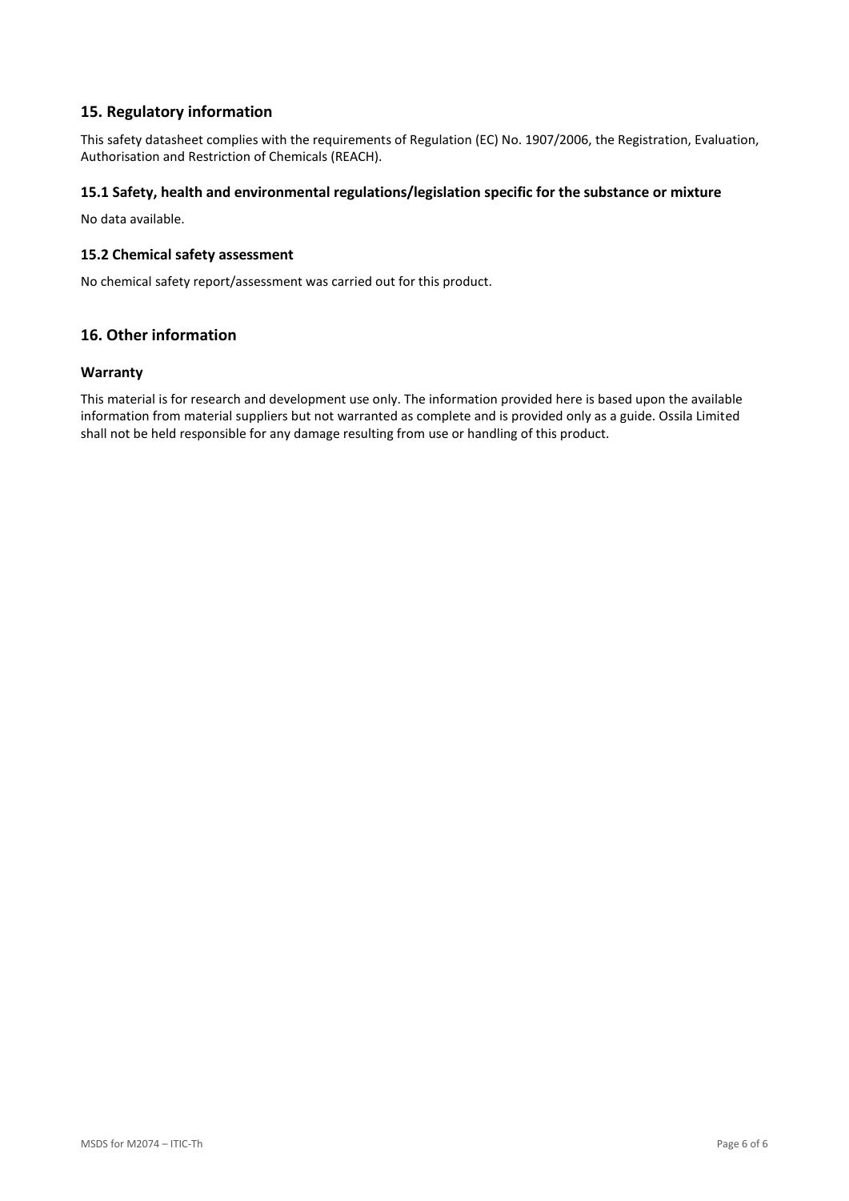## 15. Regulatory information

This safety datasheet complies with the requirements of Regulation (EC) No. 1907/2006, the Registration, Evaluation, Authorisation and Restriction of Chemicals (REACH).

### 15.1 Safety, health and environmental regulations/legislation specific for the substance or mixture

No data available.

### 15.2 Chemical safety assessment

No chemical safety report/assessment was carried out for this product.

## 16. Other information

### Warranty

This material is for research and development use only. The information provided here is based upon the available information from material suppliers but not warranted as complete and is provided only as a guide. Ossila Limited shall not be held responsible for any damage resulting from use or handling of this product.